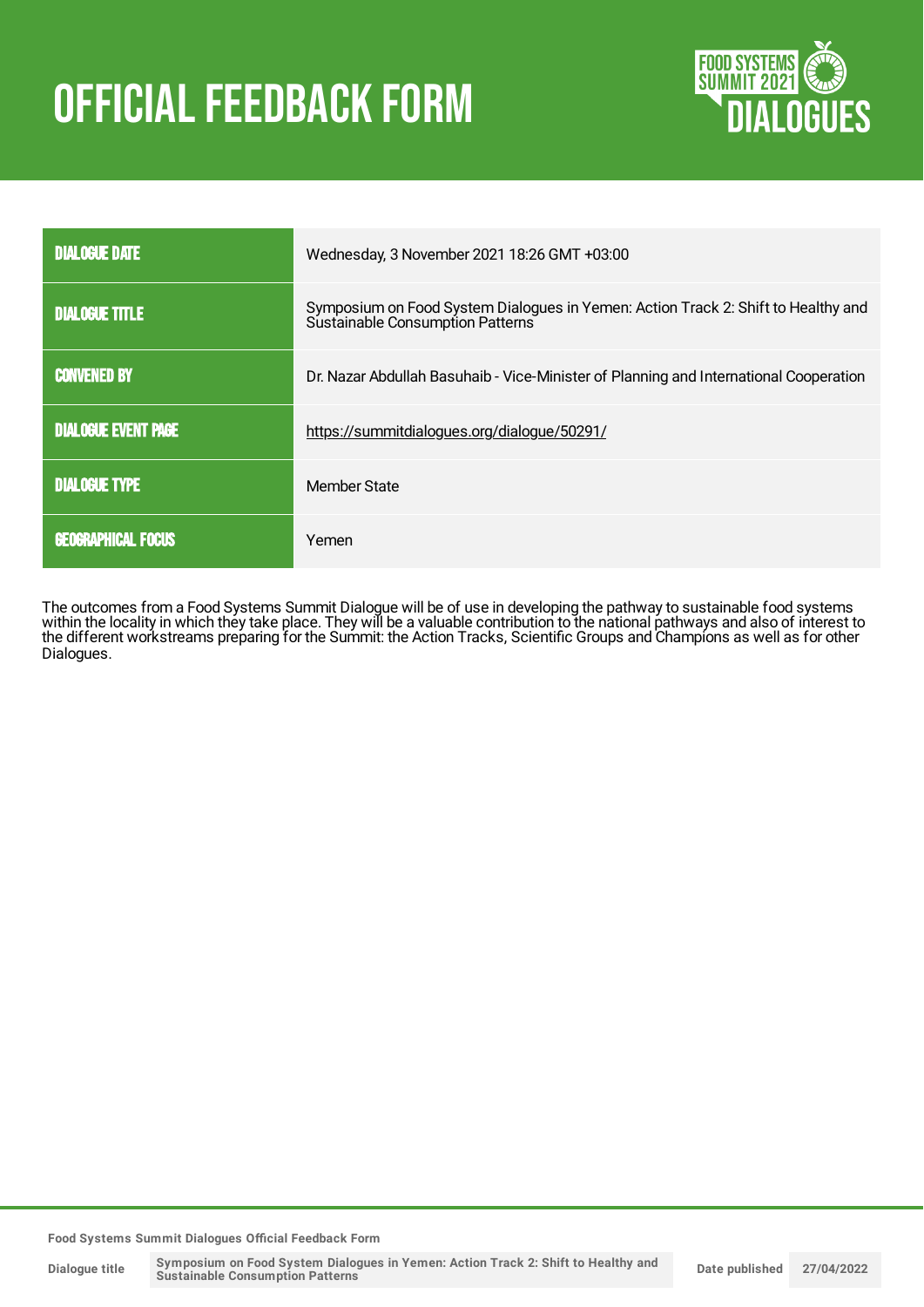# OFFICIAL FEEDBACK FORM

FOOD SYSTEMS SUMMIT 2021 DIALOGUES

| DIALOGUE DATE | Wednesday, 3 November 2021 18:26 GMT +03:00 |
|---|---|
| DIALOGUE TITLE | Symposium on Food System Dialogues in Yemen: Action Track 2: Shift to Healthy and Sustainable Consumption Patterns |
| CONVENED BY | Dr. Nazar Abdullah Basuhaib - Vice-Minister of Planning and International Cooperation |
| DIALOGUE EVENT PAGE | https://summitdialogues.org/dialogue/50291/ |
| DIALOGUE TYPE | Member State |
| GEOGRAPHICAL FOCUS | Yemen |

The outcomes from a Food Systems Summit Dialogue will be of use in developing the pathway to sustainable food systems within the locality in which they take place. They will be a valuable contribution to the national pathways and also of interest to the different workstreams preparing for the Summit: the Action Tracks, Scientific Groups and Champions as well as for other Dialogues.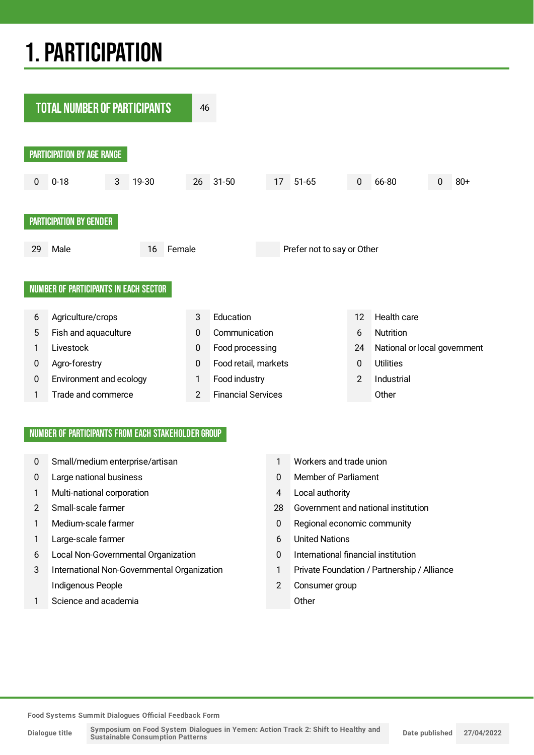# 1. PARTICIPATION

**TOTAL NUMBER OF PARTICIPANTS** 46

## PARTICIPATION BY AGE RANGE

| 0 | 0-18 | 3 | 19-30 | 26 | 31-50 | 17 | 51-65 | 0 | 66-80 | 0 | 80+ |
|---|---|---|---|---|---|---|---|---|---|---|---|

## PARTICIPATION BY GENDER

| 29 | Male | 16 | Female | | Prefer not to say or Other |
|---|---|---|---|---|---|

## NUMBER OF PARTICIPANTS IN EACH SECTOR

| | | | | | |
|---|---|---|---|---|---|
| 6 | Agriculture/crops | 3 | Education | 12 | Health care |
| 5 | Fish and aquaculture | 0 | Communication | 6 | Nutrition |
| 1 | Livestock | 0 | Food processing | 24 | National or local government |
| 0 | Agro-forestry | 0 | Food retail, markets | 0 | Utilities |
| 0 | Environment and ecology | 1 | Food industry | 2 | Industrial |
| 1 | Trade and commerce | 2 | Financial Services | | Other |

## NUMBER OF PARTICIPANTS FROM EACH STAKEHOLDER GROUP

| | | | |
|---|---|---|---|
| 0 | Small/medium enterprise/artisan | 1 | Workers and trade union |
| 0 | Large national business | 0 | Member of Parliament |
| 1 | Multi-national corporation | 4 | Local authority |
| 2 | Small-scale farmer | 28 | Government and national institution |
| 1 | Medium-scale farmer | 0 | Regional economic community |
| 1 | Large-scale farmer | 6 | United Nations |
| 6 | Local Non-Governmental Organization | 0 | International financial institution |
| 3 | International Non-Governmental Organization | 1 | Private Foundation / Partnership / Alliance |
| | Indigenous People | 2 | Consumer group |
| 1 | Science and academia | | Other |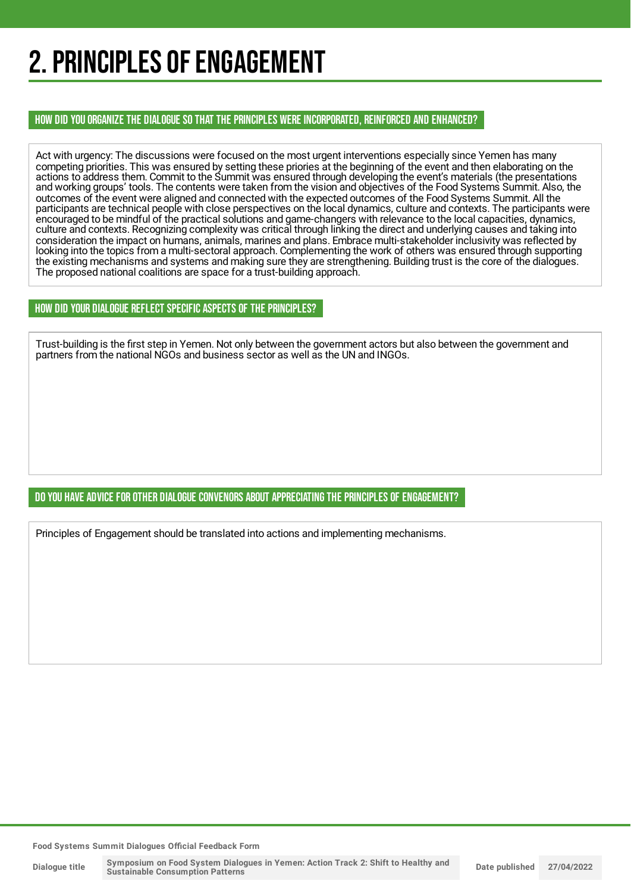# 2. PRINCIPLES OF ENGAGEMENT

## HOW DID YOU ORGANIZE THE DIALOGUE SO THAT THE PRINCIPLES WERE INCORPORATED, REINFORCED AND ENHANCED?

Act with urgency: The discussions were focused on the most urgent interventions especially since Yemen has many competing priorities. This was ensured by setting these priories at the beginning of the event and then elaborating on the actions to address them. Commit to the Summit was ensured through developing the event's materials (the presentations and working groups' tools. The contents were taken from the vision and objectives of the Food Systems Summit. Also, the outcomes of the event were aligned and connected with the expected outcomes of the Food Systems Summit. All the participants are technical people with close perspectives on the local dynamics, culture and contexts. The participants were encouraged to be mindful of the practical solutions and game-changers with relevance to the local capacities, dynamics, culture and contexts. Recognizing complexity was critical through linking the direct and underlying causes and taking into consideration the impact on humans, animals, marines and plans. Embrace multi-stakeholder inclusivity was reflected by looking into the topics from a multi-sectoral approach. Complementing the work of others was ensured through supporting the existing mechanisms and systems and making sure they are strengthening. Building trust is the core of the dialogues. The proposed national coalitions are space for a trust-building approach.

## HOW DID YOUR DIALOGUE REFLECT SPECIFIC ASPECTS OF THE PRINCIPLES?

Trust-building is the first step in Yemen. Not only between the government actors but also between the government and partners from the national NGOs and business sector as well as the UN and INGOs.

## DO YOU HAVE ADVICE FOR OTHER DIALOGUE CONVENORS ABOUT APPRECIATING THE PRINCIPLES OF ENGAGEMENT?

Principles of Engagement should be translated into actions and implementing mechanisms.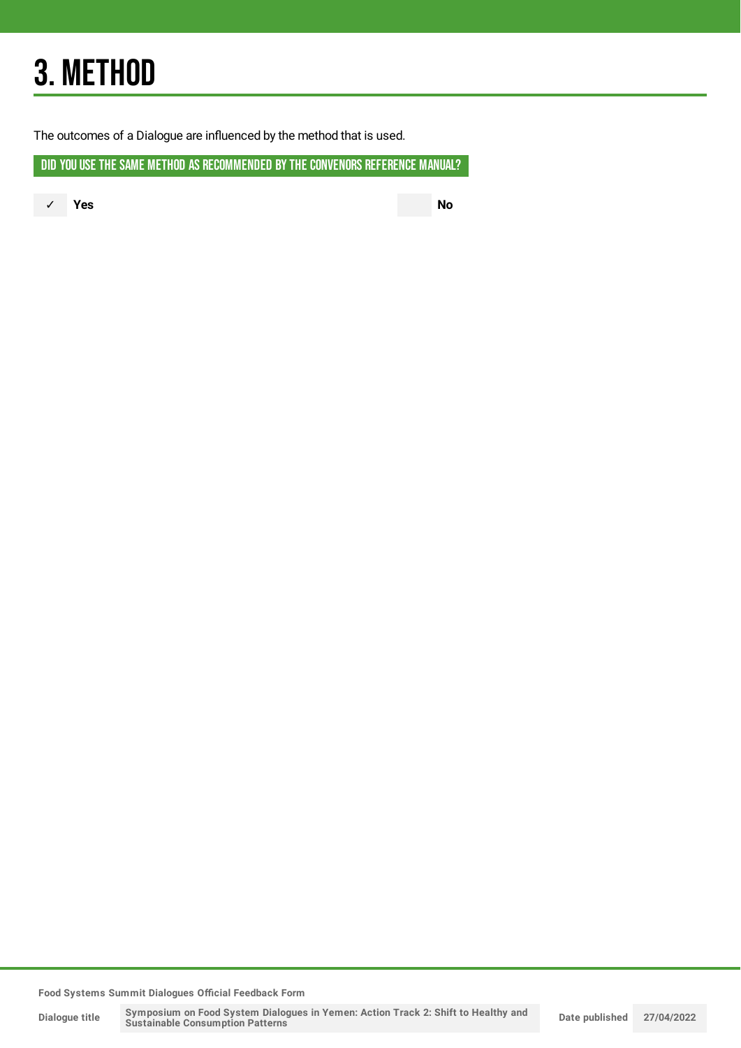# 3. METHOD

The outcomes of a Dialogue are influenced by the method that is used.

## DID YOU USE THE SAME METHOD AS RECOMMENDED BY THE CONVENORS REFERENCE MANUAL?

✓ **Yes** 

**No**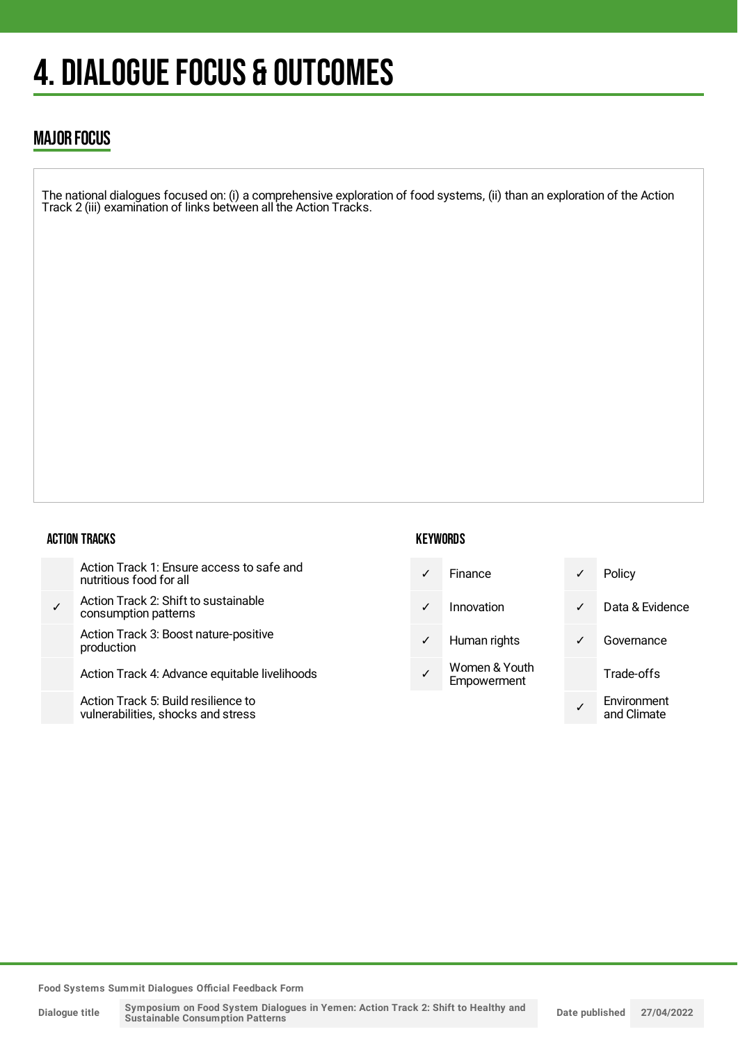# 4. DIALOGUE FOCUS & OUTCOMES

## MAJOR FOCUS

The national dialogues focused on: (i) a comprehensive exploration of food systems, (ii) than an exploration of the Action Track 2 (iii) examination of links between all the Action Tracks.

### ACTION TRACKS

| | |
|---|---|
| | Action Track 1: Ensure access to safe and nutritious food for all |
| ✓ | Action Track 2: Shift to sustainable consumption patterns |
| | Action Track 3: Boost nature-positive production |
| | Action Track 4: Advance equitable livelihoods |
| | Action Track 5: Build resilience to vulnerabilities, shocks and stress |

### KEYWORDS

| | | | |
|---|---|---|---|
| ✓ | Finance | ✓ | Policy |
| ✓ | Innovation | ✓ | Data & Evidence |
| ✓ | Human rights | ✓ | Governance |
| ✓ | Women & Youth Empowerment | | Trade-offs |
| | | ✓ | Environment and Climate |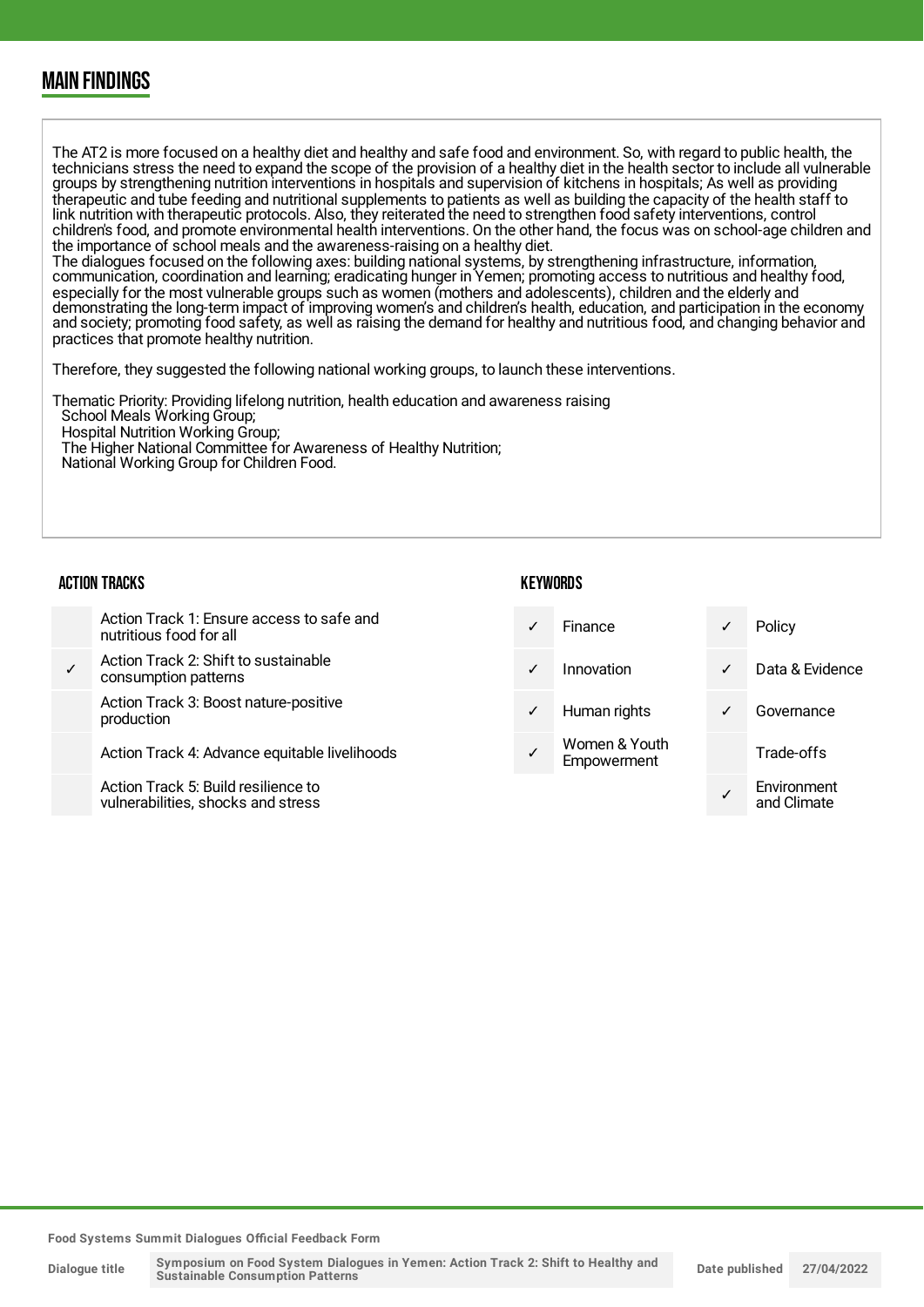## MAIN FINDINGS

The AT2 is more focused on a healthy diet and healthy and safe food and environment. So, with regard to public health, the technicians stress the need to expand the scope of the provision of a healthy diet in the health sector to include all vulnerable groups by strengthening nutrition interventions in hospitals and supervision of kitchens in hospitals; As well as providing therapeutic and tube feeding and nutritional supplements to patients as well as building the capacity of the health staff to link nutrition with therapeutic protocols. Also, they reiterated the need to strengthen food safety interventions, control children's food, and promote environmental health interventions. On the other hand, the focus was on school-age children and the importance of school meals and the awareness-raising on a healthy diet.
The dialogues focused on the following axes: building national systems, by strengthening infrastructure, information, communication, coordination and learning; eradicating hunger in Yemen; promoting access to nutritious and healthy food, especially for the most vulnerable groups such as women (mothers and adolescents), children and the elderly and demonstrating the long-term impact of improving women's and children's health, education, and participation in the economy and society; promoting food safety, as well as raising the demand for healthy and nutritious food, and changing behavior and practices that promote healthy nutrition.

Therefore, they suggested the following national working groups, to launch these interventions.

Thematic Priority: Providing lifelong nutrition, health education and awareness raising
School Meals Working Group;
Hospital Nutrition Working Group;
The Higher National Committee for Awareness of Healthy Nutrition;
National Working Group for Children Food.

### ACTION TRACKS

| | |
|---|---|
| | Action Track 1: Ensure access to safe and nutritious food for all |
| ✓ | Action Track 2: Shift to sustainable consumption patterns |
| | Action Track 3: Boost nature-positive production |
| | Action Track 4: Advance equitable livelihoods |
| | Action Track 5: Build resilience to vulnerabilities, shocks and stress |

### KEYWORDS

| | | | |
|---|---|---|---|
| ✓ | Finance | ✓ | Policy |
| ✓ | Innovation | ✓ | Data & Evidence |
| ✓ | Human rights | ✓ | Governance |
| ✓ | Women & Youth Empowerment | | Trade-offs |
| | | ✓ | Environment and Climate |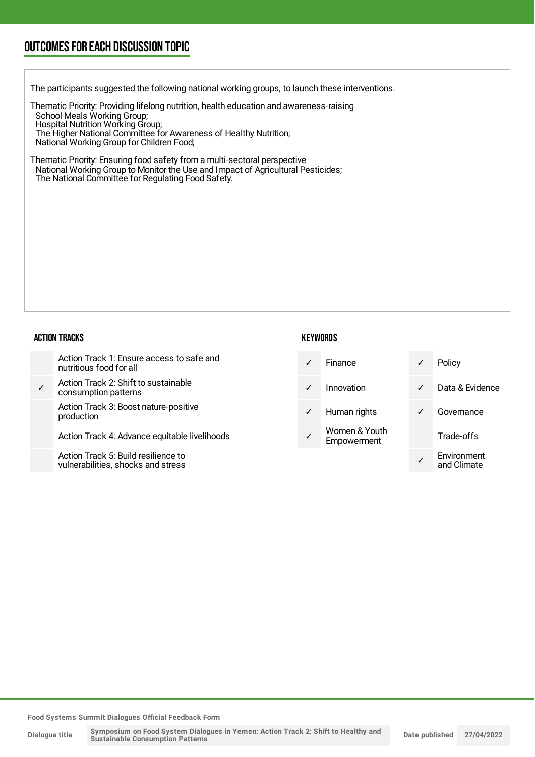## OUTCOMES FOR EACH DISCUSSION TOPIC

The participants suggested the following national working groups, to launch these interventions.

Thematic Priority: Providing lifelong nutrition, health education and awareness-raising
- School Meals Working Group;
- Hospital Nutrition Working Group;
- The Higher National Committee for Awareness of Healthy Nutrition;
- National Working Group for Children Food;

Thematic Priority: Ensuring food safety from a multi-sectoral perspective
- National Working Group to Monitor the Use and Impact of Agricultural Pesticides;
- The National Committee for Regulating Food Safety.

### ACTION TRACKS

| | |
|---|---|
| | Action Track 1: Ensure access to safe and nutritious food for all |
| ✓ | Action Track 2: Shift to sustainable consumption patterns |
| | Action Track 3: Boost nature-positive production |
| | Action Track 4: Advance equitable livelihoods |
| | Action Track 5: Build resilience to vulnerabilities, shocks and stress |

### KEYWORDS

| | | | |
|---|---|---|---|
| ✓ | Finance | ✓ | Policy |
| ✓ | Innovation | ✓ | Data & Evidence |
| ✓ | Human rights | ✓ | Governance |
| ✓ | Women & Youth Empowerment | | Trade-offs |
| | | ✓ | Environment and Climate |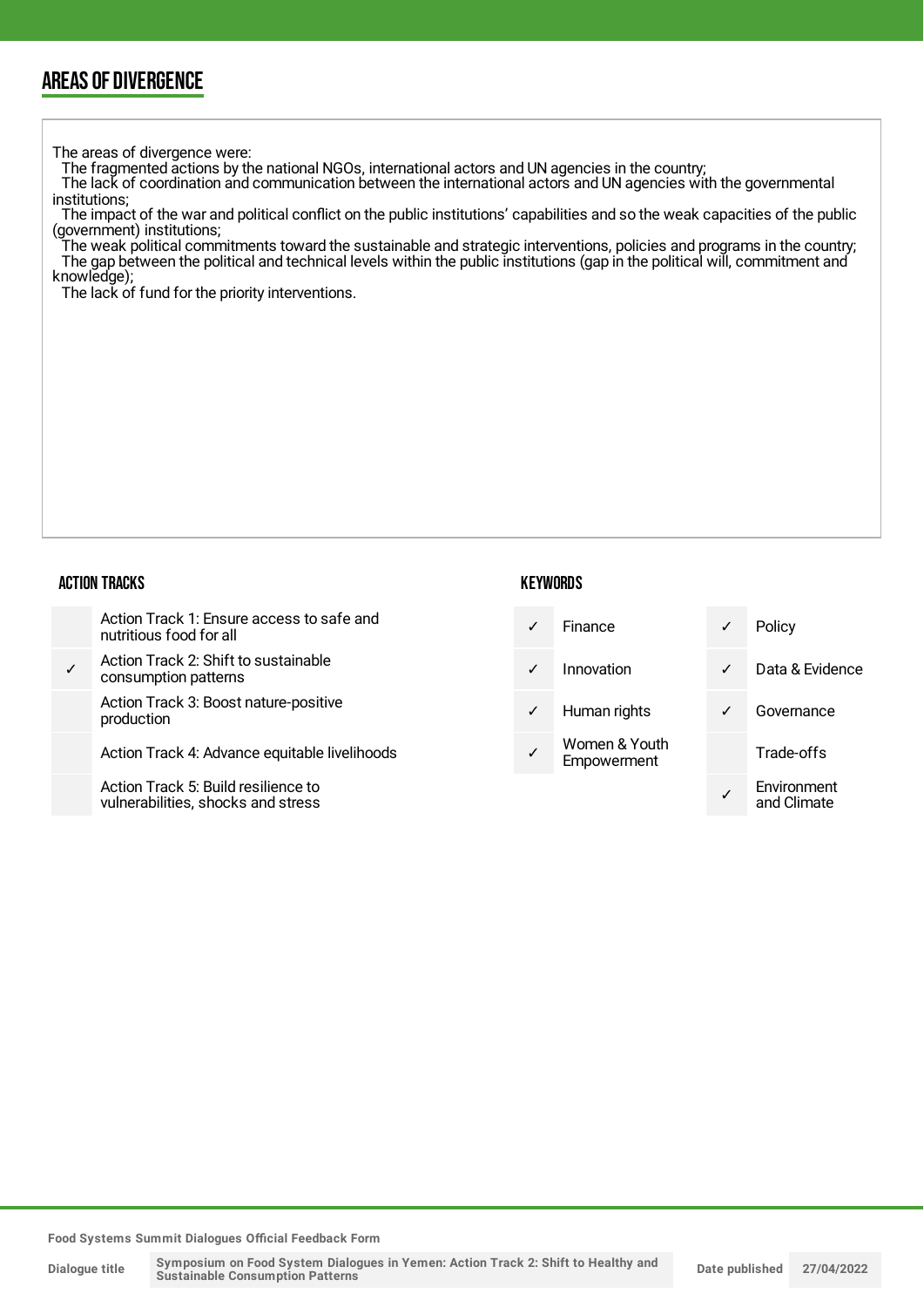## AREAS OF DIVERGENCE

The areas of divergence were:

- The fragmented actions by the national NGOs, international actors and UN agencies in the country;
- The lack of coordination and communication between the international actors and UN agencies with the governmental institutions;
- The impact of the war and political conflict on the public institutions' capabilities and so the weak capacities of the public (government) institutions;
- The weak political commitments toward the sustainable and strategic interventions, policies and programs in the country;
- The gap between the political and technical levels within the public institutions (gap in the political will, commitment and knowledge);
- The lack of fund for the priority interventions.

### ACTION TRACKS

| | |
|---|---|
| | Action Track 1: Ensure access to safe and nutritious food for all |
| ✓ | Action Track 2: Shift to sustainable consumption patterns |
| | Action Track 3: Boost nature-positive production |
| | Action Track 4: Advance equitable livelihoods |
| | Action Track 5: Build resilience to vulnerabilities, shocks and stress |

### KEYWORDS

| | | | |
|---|---|---|---|
| ✓ | Finance | ✓ | Policy |
| ✓ | Innovation | ✓ | Data & Evidence |
| ✓ | Human rights | ✓ | Governance |
| ✓ | Women & Youth Empowerment | | Trade-offs |
| | | ✓ | Environment and Climate |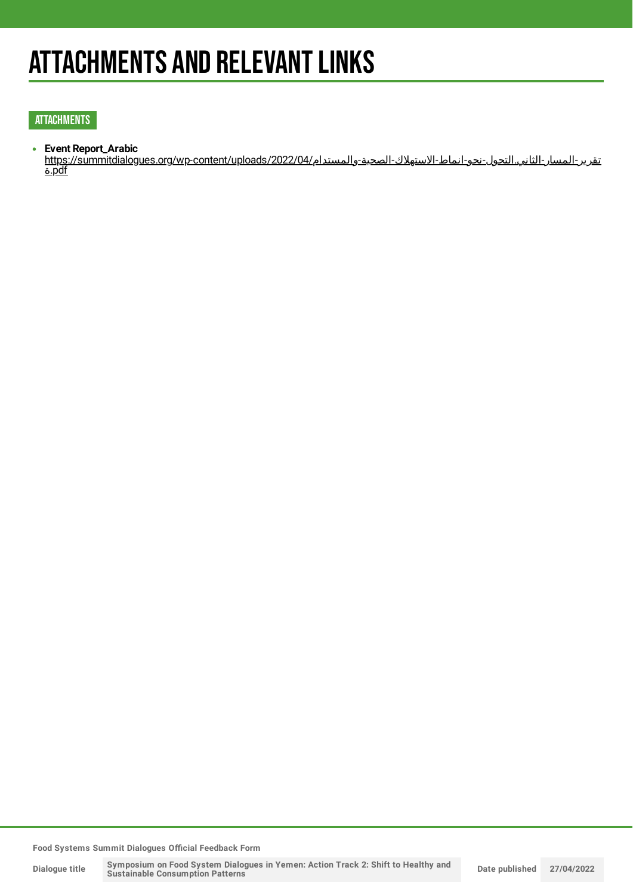# ATTACHMENTS AND RELEVANT LINKS

## ATTACHMENTS

- **Event Report_Arabic**
  https://summitdialogues.org/wp-content/uploads/2022/04/تقرير-المسار-الثاني.التحول-نحو-انماط-الاستهلاك-الصحية-والمستدامة.pdf